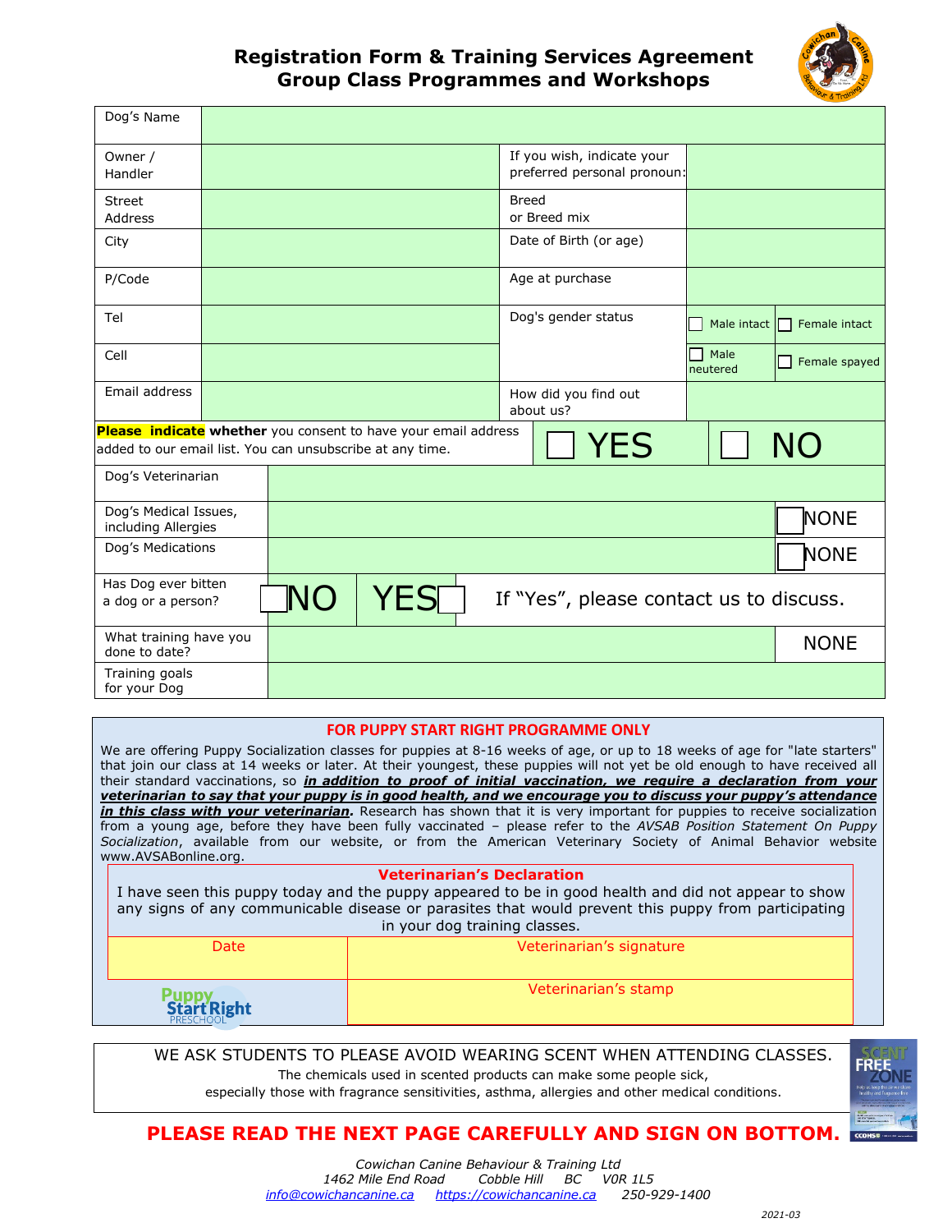# Registration Form & Training Services Agreement
## Group Class Programmes and Workshops

| | | | |
|---|---|---|---|
| Dog's Name | | | |
| Owner / Handler | | If you wish, indicate your preferred personal pronoun: | |
| Street Address | | Breed or Breed mix | |
| City | | Date of Birth (or age) | |
| P/Code | | Age at purchase | |
| Tel | | Dog's gender status | ☐ Male intact ☐ Female intact |
| Cell | | | ☐ Male neutered ☐ Female spayed |
| Email address | | How did you find out about us? | |

**Please indicate whether** you consent to have your email address added to our email list. You can unsubscribe at any time. ☐ YES ☐ NO

| | | |
|---|---|---|
| Dog's Veterinarian | | |
| Dog's Medical Issues, including Allergies | | ☐ NONE |
| Dog's Medications | | ☐ NONE |
| Has Dog ever bitten a dog or a person? | ☐ NO ☐ YES | If "Yes", please contact us to discuss. |
| What training have you done to date? | | NONE |
| Training goals for your Dog | | |

### FOR PUPPY START RIGHT PROGRAMME ONLY

We are offering Puppy Socialization classes for puppies at 8-16 weeks of age, or up to 18 weeks of age for "late starters" that join our class at 14 weeks or later. At their youngest, these puppies will not yet be old enough to have received all their standard vaccinations, so ***in addition to proof of initial vaccination, we require a declaration from your veterinarian to say that your puppy is in good health, and we encourage you to discuss your puppy's attendance in this class with your veterinarian***. Research has shown that it is very important for puppies to receive socialization from a young age, before they have been fully vaccinated – please refer to the *AVSAB Position Statement On Puppy Socialization*, available from our website, or from the American Veterinary Society of Animal Behavior website www.AVSABonline.org.

**Veterinarian's Declaration**

I have seen this puppy today and the puppy appeared to be in good health and did not appear to show any signs of any communicable disease or parasites that would prevent this puppy from participating in your dog training classes.

| Date | Veterinarian's signature |
|---|---|
| | |
| Puppy Start Right PRESCHOOL | Veterinarian's stamp |

WE ASK STUDENTS TO PLEASE AVOID WEARING SCENT WHEN ATTENDING CLASSES.
The chemicals used in scented products can make some people sick,
especially those with fragrance sensitivities, asthma, allergies and other medical conditions.

**PLEASE READ THE NEXT PAGE CAREFULLY AND SIGN ON BOTTOM.**

*Cowichan Canine Behaviour & Training Ltd*
*1462 Mile End Road Cobble Hill BC V0R 1L5*
*info@cowichancanine.ca https://cowichancanine.ca 250-929-1400*

2021-03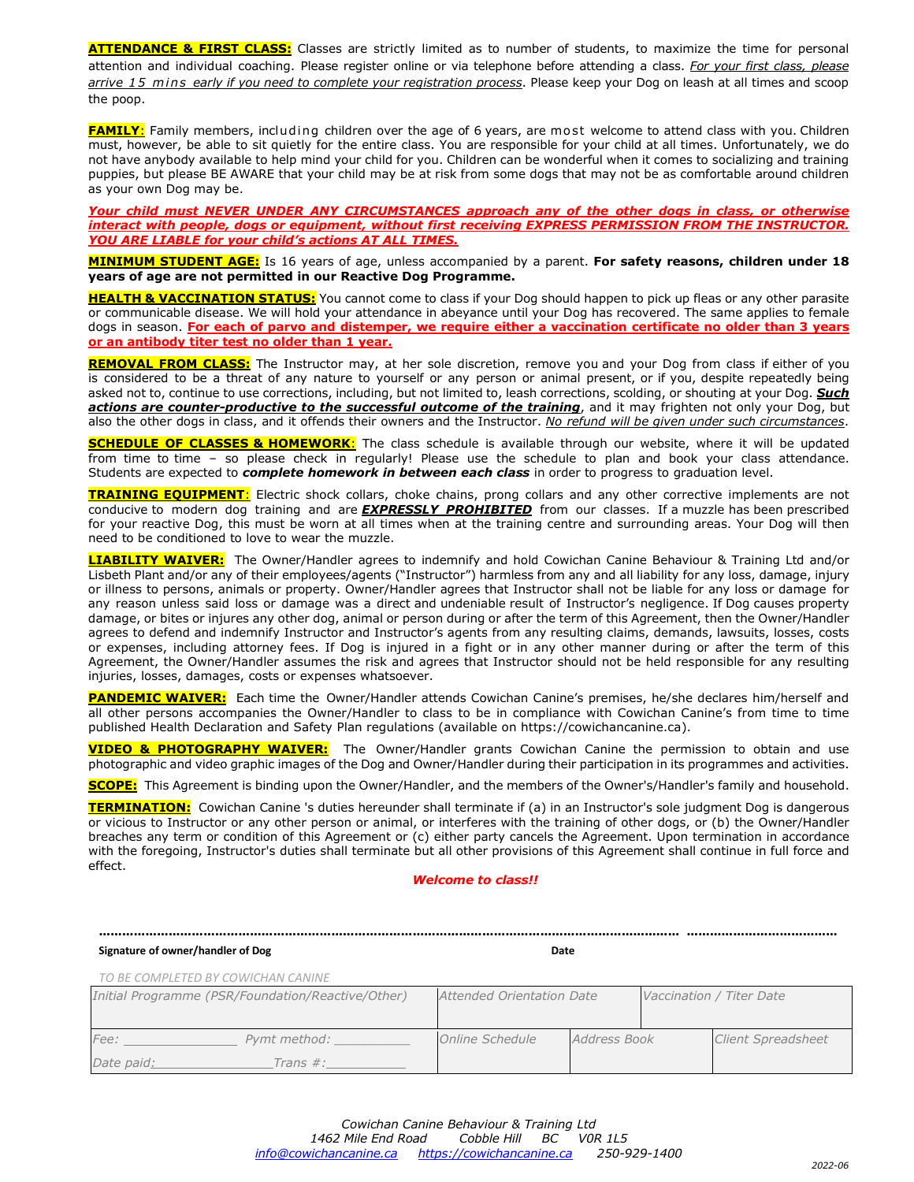**ATTENDANCE & FIRST CLASS:** Classes are strictly limited as to number of students, to maximize the time for personal attention and individual coaching. Please register online or via telephone before attending a class. *For your first class, please arrive 15 mins early if you need to complete your registration process*. Please keep your Dog on leash at all times and scoop the poop.

**FAMILY**: Family members, including children over the age of 6 years, are most welcome to attend class with you. Children must, however, be able to sit quietly for the entire class. You are responsible for your child at all times. Unfortunately, we do not have anybody available to help mind your child for you. Children can be wonderful when it comes to socializing and training puppies, but please BE AWARE that your child may be at risk from some dogs that may not be as comfortable around children as your own Dog may be.

***Your child must NEVER UNDER ANY CIRCUMSTANCES approach any of the other dogs in class, or otherwise interact with people, dogs or equipment, without first receiving EXPRESS PERMISSION FROM THE INSTRUCTOR. YOU ARE LIABLE for your child's actions AT ALL TIMES.***

**MINIMUM STUDENT AGE:** Is 16 years of age, unless accompanied by a parent. **For safety reasons, children under 18 years of age are not permitted in our Reactive Dog Programme.**

**HEALTH & VACCINATION STATUS:** You cannot come to class if your Dog should happen to pick up fleas or any other parasite or communicable disease. We will hold your attendance in abeyance until your Dog has recovered. The same applies to female dogs in season. **For each of parvo and distemper, we require either a vaccination certificate no older than 3 years or an antibody titer test no older than 1 year.**

**REMOVAL FROM CLASS:** The Instructor may, at her sole discretion, remove you and your Dog from class if either of you is considered to be a threat of any nature to yourself or any person or animal present, or if you, despite repeatedly being asked not to, continue to use corrections, including, but not limited to, leash corrections, scolding, or shouting at your Dog. ***Such actions are counter-productive to the successful outcome of the training***, and it may frighten not only your Dog, but also the other dogs in class, and it offends their owners and the Instructor. *No refund will be given under such circumstances*.

**SCHEDULE OF CLASSES & HOMEWORK**: The class schedule is available through our website, where it will be updated from time to time – so please check in regularly! Please use the schedule to plan and book your class attendance. Students are expected to ***complete homework in between each class*** in order to progress to graduation level.

**TRAINING EQUIPMENT**: Electric shock collars, choke chains, prong collars and any other corrective implements are not conducive to modern dog training and are ***EXPRESSLY PROHIBITED*** from our classes. If a muzzle has been prescribed for your reactive Dog, this must be worn at all times when at the training centre and surrounding areas. Your Dog will then need to be conditioned to love to wear the muzzle.

**LIABILITY WAIVER:** The Owner/Handler agrees to indemnify and hold Cowichan Canine Behaviour & Training Ltd and/or Lisbeth Plant and/or any of their employees/agents ("Instructor") harmless from any and all liability for any loss, damage, injury or illness to persons, animals or property. Owner/Handler agrees that Instructor shall not be liable for any loss or damage for any reason unless said loss or damage was a direct and undeniable result of Instructor's negligence. If Dog causes property damage, or bites or injures any other dog, animal or person during or after the term of this Agreement, then the Owner/Handler agrees to defend and indemnify Instructor and Instructor's agents from any resulting claims, demands, lawsuits, losses, costs or expenses, including attorney fees. If Dog is injured in a fight or in any other manner during or after the term of this Agreement, the Owner/Handler assumes the risk and agrees that Instructor should not be held responsible for any resulting injuries, losses, damages, costs or expenses whatsoever.

**PANDEMIC WAIVER:** Each time the Owner/Handler attends Cowichan Canine's premises, he/she declares him/herself and all other persons accompanies the Owner/Handler to class to be in compliance with Cowichan Canine's from time to time published Health Declaration and Safety Plan regulations (available on https://cowichancanine.ca).

**VIDEO & PHOTOGRAPHY WAIVER:** The Owner/Handler grants Cowichan Canine the permission to obtain and use photographic and video graphic images of the Dog and Owner/Handler during their participation in its programmes and activities.

**SCOPE:** This Agreement is binding upon the Owner/Handler, and the members of the Owner's/Handler's family and household.

**TERMINATION:** Cowichan Canine 's duties hereunder shall terminate if (a) in an Instructor's sole judgment Dog is dangerous or vicious to Instructor or any other person or animal, or interferes with the training of other dogs, or (b) the Owner/Handler breaches any term or condition of this Agreement or (c) either party cancels the Agreement. Upon termination in accordance with the foregoing, Instructor's duties shall terminate but all other provisions of this Agreement shall continue in full force and effect.

***Welcome to class!!***

.............................................................................................................................................. ......................................

**Signature of owner/handler of Dog** **Date**

*TO BE COMPLETED BY COWICHAN CANINE*

| | | | |
|---|---|---|---|
| Initial Programme (PSR/Foundation/Reactive/Other) | Attended Orientation Date | | Vaccination / Titer Date |
| Fee: _______________ Pymt method: __________<br>Date paid:_______________ Trans #:__________ | Online Schedule | Address Book | Client Spreadsheet |

*Cowichan Canine Behaviour & Training Ltd*
*1462 Mile End Road Cobble Hill BC V0R 1L5*
*info@cowichancanine.ca https://cowichancanine.ca 250-929-1400*

2022-06